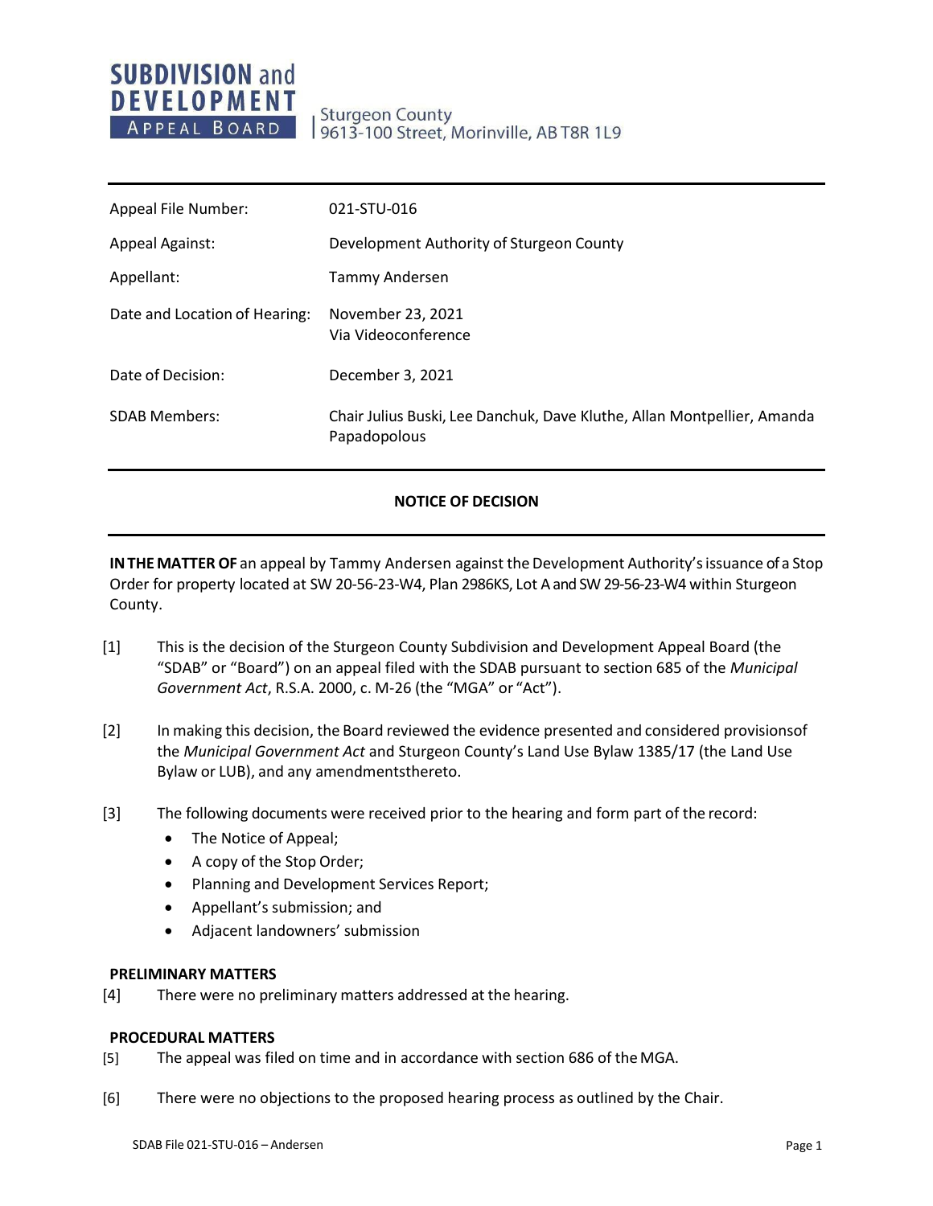**SUBDIVISION and DEVELOPMENT APPEAL BOARD** | Sturgeon County
9613-100 Street, Morinville, AB T8R 1L9

| | |
|---|---|
| Appeal File Number: | 021-STU-016 |
| Appeal Against: | Development Authority of Sturgeon County |
| Appellant: | Tammy Andersen |
| Date and Location of Hearing: | November 23, 2021<br>Via Videoconference |
| Date of Decision: | December 3, 2021 |
| SDAB Members: | Chair Julius Buski, Lee Danchuk, Dave Kluthe, Allan Montpellier, Amanda Papadopolous |

## NOTICE OF DECISION

**IN THE MATTER OF** an appeal by Tammy Andersen against the Development Authority's issuance of a Stop Order for property located at SW 20-56-23-W4, Plan 2986KS, Lot A and SW 29-56-23-W4 within Sturgeon County.

[1] This is the decision of the Sturgeon County Subdivision and Development Appeal Board (the "SDAB" or "Board") on an appeal filed with the SDAB pursuant to section 685 of the *Municipal Government Act*, R.S.A. 2000, c. M-26 (the "MGA" or "Act").

[2] In making this decision, the Board reviewed the evidence presented and considered provisions of the *Municipal Government Act* and Sturgeon County's Land Use Bylaw 1385/17 (the Land Use Bylaw or LUB), and any amendments thereto.

[3] The following documents were received prior to the hearing and form part of the record:

- The Notice of Appeal;
- A copy of the Stop Order;
- Planning and Development Services Report;
- Appellant's submission; and
- Adjacent landowners' submission

**PRELIMINARY MATTERS**

[4] There were no preliminary matters addressed at the hearing.

**PROCEDURAL MATTERS**

[5] The appeal was filed on time and in accordance with section 686 of the MGA.

[6] There were no objections to the proposed hearing process as outlined by the Chair.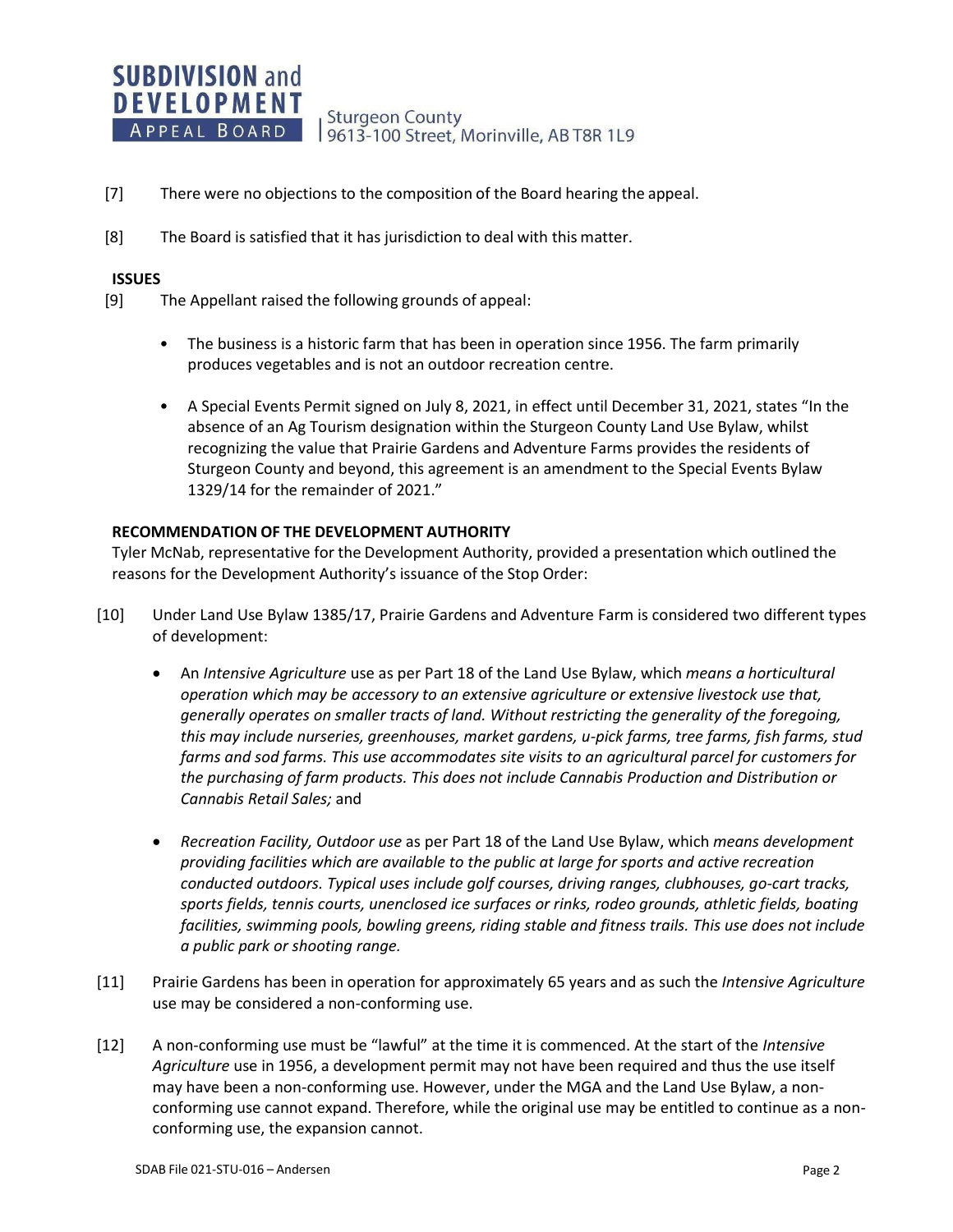[7] There were no objections to the composition of the Board hearing the appeal.

[8] The Board is satisfied that it has jurisdiction to deal with this matter.

**ISSUES**

[9] The Appellant raised the following grounds of appeal:

- The business is a historic farm that has been in operation since 1956. The farm primarily produces vegetables and is not an outdoor recreation centre.
- A Special Events Permit signed on July 8, 2021, in effect until December 31, 2021, states "In the absence of an Ag Tourism designation within the Sturgeon County Land Use Bylaw, whilst recognizing the value that Prairie Gardens and Adventure Farms provides the residents of Sturgeon County and beyond, this agreement is an amendment to the Special Events Bylaw 1329/14 for the remainder of 2021."

**RECOMMENDATION OF THE DEVELOPMENT AUTHORITY**

Tyler McNab, representative for the Development Authority, provided a presentation which outlined the reasons for the Development Authority's issuance of the Stop Order:

[10] Under Land Use Bylaw 1385/17, Prairie Gardens and Adventure Farm is considered two different types of development:

- An *Intensive Agriculture* use as per Part 18 of the Land Use Bylaw, which *means a horticultural operation which may be accessory to an extensive agriculture or extensive livestock use that, generally operates on smaller tracts of land. Without restricting the generality of the foregoing, this may include nurseries, greenhouses, market gardens, u-pick farms, tree farms, fish farms, stud farms and sod farms. This use accommodates site visits to an agricultural parcel for customers for the purchasing of farm products. This does not include Cannabis Production and Distribution or Cannabis Retail Sales;* and
- *Recreation Facility, Outdoor use* as per Part 18 of the Land Use Bylaw, which *means development providing facilities which are available to the public at large for sports and active recreation conducted outdoors. Typical uses include golf courses, driving ranges, clubhouses, go-cart tracks, sports fields, tennis courts, unenclosed ice surfaces or rinks, rodeo grounds, athletic fields, boating facilities, swimming pools, bowling greens, riding stable and fitness trails. This use does not include a public park or shooting range.*

[11] Prairie Gardens has been in operation for approximately 65 years and as such the *Intensive Agriculture* use may be considered a non-conforming use.

[12] A non-conforming use must be "lawful" at the time it is commenced. At the start of the *Intensive Agriculture* use in 1956, a development permit may not have been required and thus the use itself may have been a non-conforming use. However, under the MGA and the Land Use Bylaw, a non-conforming use cannot expand. Therefore, while the original use may be entitled to continue as a non-conforming use, the expansion cannot.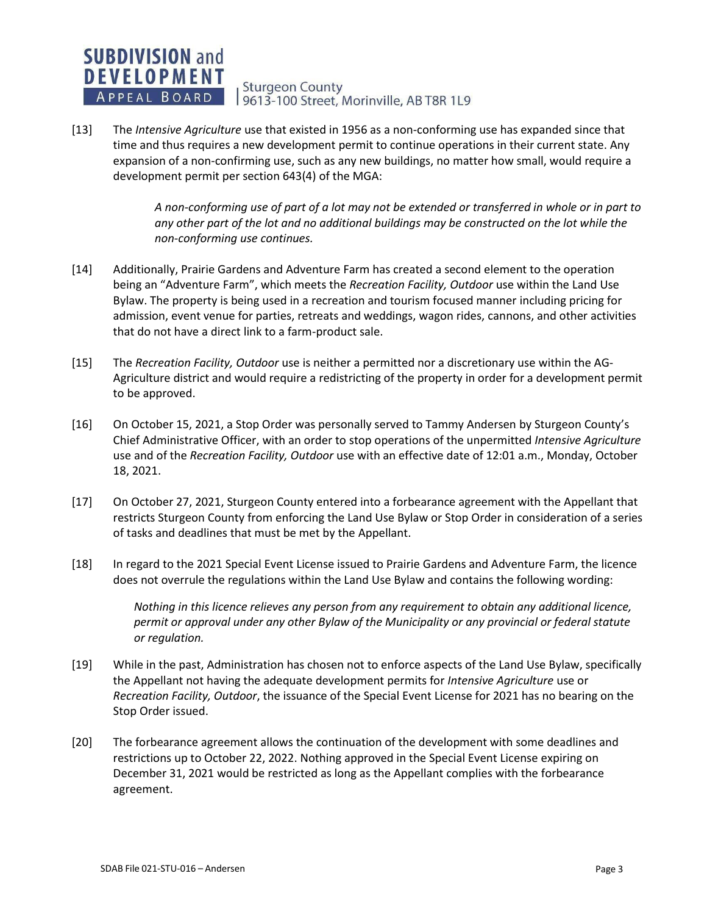[13] The *Intensive Agriculture* use that existed in 1956 as a non-conforming use has expanded since that time and thus requires a new development permit to continue operations in their current state. Any expansion of a non-confirming use, such as any new buildings, no matter how small, would require a development permit per section 643(4) of the MGA:

> *A non-conforming use of part of a lot may not be extended or transferred in whole or in part to any other part of the lot and no additional buildings may be constructed on the lot while the non-conforming use continues.*

[14] Additionally, Prairie Gardens and Adventure Farm has created a second element to the operation being an "Adventure Farm", which meets the *Recreation Facility, Outdoor* use within the Land Use Bylaw. The property is being used in a recreation and tourism focused manner including pricing for admission, event venue for parties, retreats and weddings, wagon rides, cannons, and other activities that do not have a direct link to a farm-product sale.

[15] The *Recreation Facility, Outdoor* use is neither a permitted nor a discretionary use within the AG-Agriculture district and would require a redistricting of the property in order for a development permit to be approved.

[16] On October 15, 2021, a Stop Order was personally served to Tammy Andersen by Sturgeon County's Chief Administrative Officer, with an order to stop operations of the unpermitted *Intensive Agriculture* use and of the *Recreation Facility, Outdoor* use with an effective date of 12:01 a.m., Monday, October 18, 2021.

[17] On October 27, 2021, Sturgeon County entered into a forbearance agreement with the Appellant that restricts Sturgeon County from enforcing the Land Use Bylaw or Stop Order in consideration of a series of tasks and deadlines that must be met by the Appellant.

[18] In regard to the 2021 Special Event License issued to Prairie Gardens and Adventure Farm, the licence does not overrule the regulations within the Land Use Bylaw and contains the following wording:

> *Nothing in this licence relieves any person from any requirement to obtain any additional licence, permit or approval under any other Bylaw of the Municipality or any provincial or federal statute or regulation.*

[19] While in the past, Administration has chosen not to enforce aspects of the Land Use Bylaw, specifically the Appellant not having the adequate development permits for *Intensive Agriculture* use or *Recreation Facility, Outdoor*, the issuance of the Special Event License for 2021 has no bearing on the Stop Order issued.

[20] The forbearance agreement allows the continuation of the development with some deadlines and restrictions up to October 22, 2022. Nothing approved in the Special Event License expiring on December 31, 2021 would be restricted as long as the Appellant complies with the forbearance agreement.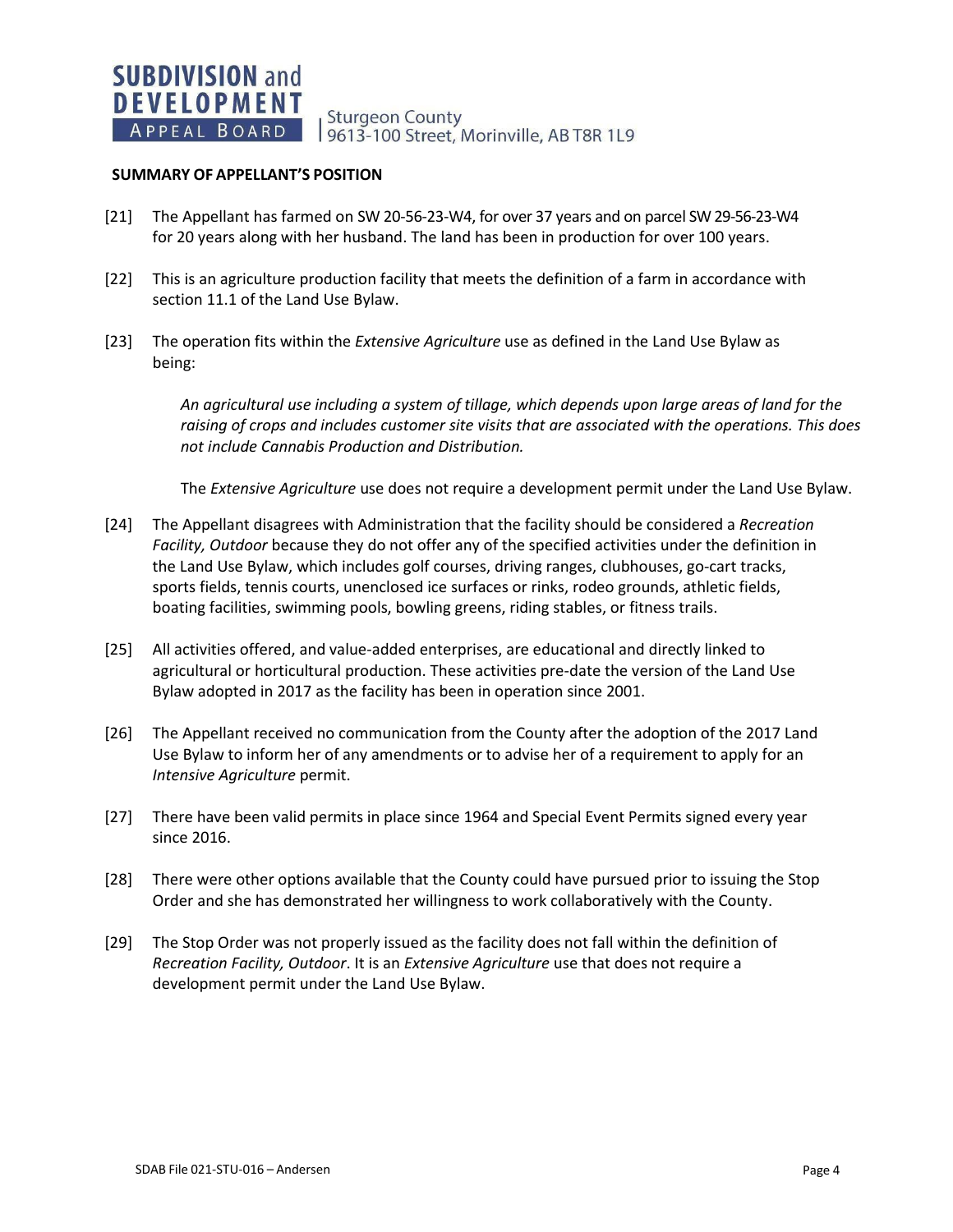**SUMMARY OF APPELLANT'S POSITION**

[21] The Appellant has farmed on SW 20-56-23-W4, for over 37 years and on parcel SW 29-56-23-W4 for 20 years along with her husband. The land has been in production for over 100 years.

[22] This is an agriculture production facility that meets the definition of a farm in accordance with section 11.1 of the Land Use Bylaw.

[23] The operation fits within the *Extensive Agriculture* use as defined in the Land Use Bylaw as being:

> *An agricultural use including a system of tillage, which depends upon large areas of land for the raising of crops and includes customer site visits that are associated with the operations. This does not include Cannabis Production and Distribution.*

The *Extensive Agriculture* use does not require a development permit under the Land Use Bylaw.

[24] The Appellant disagrees with Administration that the facility should be considered a *Recreation Facility, Outdoor* because they do not offer any of the specified activities under the definition in the Land Use Bylaw, which includes golf courses, driving ranges, clubhouses, go-cart tracks, sports fields, tennis courts, unenclosed ice surfaces or rinks, rodeo grounds, athletic fields, boating facilities, swimming pools, bowling greens, riding stables, or fitness trails.

[25] All activities offered, and value-added enterprises, are educational and directly linked to agricultural or horticultural production. These activities pre-date the version of the Land Use Bylaw adopted in 2017 as the facility has been in operation since 2001.

[26] The Appellant received no communication from the County after the adoption of the 2017 Land Use Bylaw to inform her of any amendments or to advise her of a requirement to apply for an *Intensive Agriculture* permit.

[27] There have been valid permits in place since 1964 and Special Event Permits signed every year since 2016.

[28] There were other options available that the County could have pursued prior to issuing the Stop Order and she has demonstrated her willingness to work collaboratively with the County.

[29] The Stop Order was not properly issued as the facility does not fall within the definition of *Recreation Facility, Outdoor*. It is an *Extensive Agriculture* use that does not require a development permit under the Land Use Bylaw.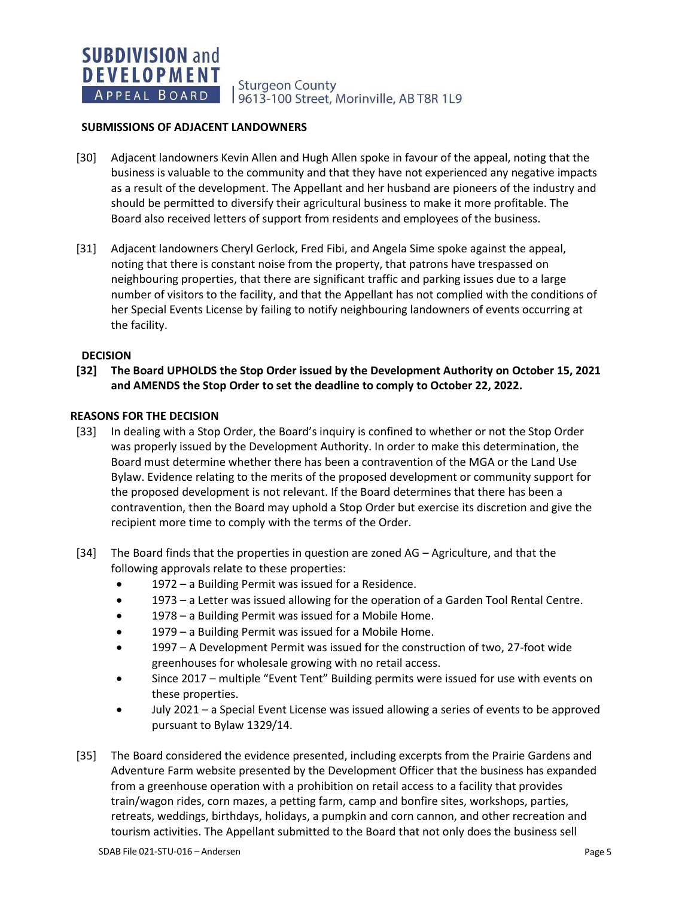## SUBMISSIONS OF ADJACENT LANDOWNERS

[30] Adjacent landowners Kevin Allen and Hugh Allen spoke in favour of the appeal, noting that the business is valuable to the community and that they have not experienced any negative impacts as a result of the development. The Appellant and her husband are pioneers of the industry and should be permitted to diversify their agricultural business to make it more profitable. The Board also received letters of support from residents and employees of the business.

[31] Adjacent landowners Cheryl Gerlock, Fred Fibi, and Angela Sime spoke against the appeal, noting that there is constant noise from the property, that patrons have trespassed on neighbouring properties, that there are significant traffic and parking issues due to a large number of visitors to the facility, and that the Appellant has not complied with the conditions of her Special Events License by failing to notify neighbouring landowners of events occurring at the facility.

## DECISION

**[32] The Board UPHOLDS the Stop Order issued by the Development Authority on October 15, 2021 and AMENDS the Stop Order to set the deadline to comply to October 22, 2022.**

## REASONS FOR THE DECISION

[33] In dealing with a Stop Order, the Board's inquiry is confined to whether or not the Stop Order was properly issued by the Development Authority. In order to make this determination, the Board must determine whether there has been a contravention of the MGA or the Land Use Bylaw. Evidence relating to the merits of the proposed development or community support for the proposed development is not relevant. If the Board determines that there has been a contravention, then the Board may uphold a Stop Order but exercise its discretion and give the recipient more time to comply with the terms of the Order.

[34] The Board finds that the properties in question are zoned AG – Agriculture, and that the following approvals relate to these properties:

- 1972 – a Building Permit was issued for a Residence.
- 1973 – a Letter was issued allowing for the operation of a Garden Tool Rental Centre.
- 1978 – a Building Permit was issued for a Mobile Home.
- 1979 – a Building Permit was issued for a Mobile Home.
- 1997 – A Development Permit was issued for the construction of two, 27-foot wide greenhouses for wholesale growing with no retail access.
- Since 2017 – multiple "Event Tent" Building permits were issued for use with events on these properties.
- July 2021 – a Special Event License was issued allowing a series of events to be approved pursuant to Bylaw 1329/14.

[35] The Board considered the evidence presented, including excerpts from the Prairie Gardens and Adventure Farm website presented by the Development Officer that the business has expanded from a greenhouse operation with a prohibition on retail access to a facility that provides train/wagon rides, corn mazes, a petting farm, camp and bonfire sites, workshops, parties, retreats, weddings, birthdays, holidays, a pumpkin and corn cannon, and other recreation and tourism activities. The Appellant submitted to the Board that not only does the business sell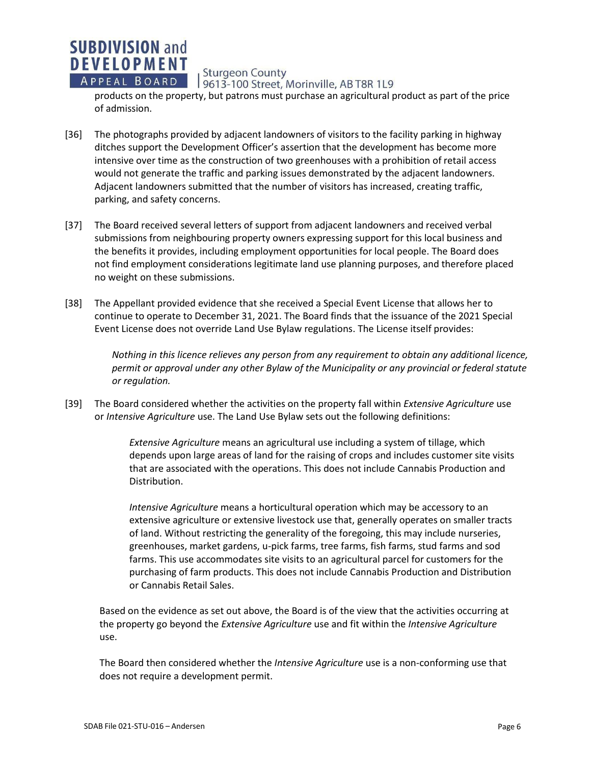products on the property, but patrons must purchase an agricultural product as part of the price of admission.

[36] The photographs provided by adjacent landowners of visitors to the facility parking in highway ditches support the Development Officer's assertion that the development has become more intensive over time as the construction of two greenhouses with a prohibition of retail access would not generate the traffic and parking issues demonstrated by the adjacent landowners. Adjacent landowners submitted that the number of visitors has increased, creating traffic, parking, and safety concerns.

[37] The Board received several letters of support from adjacent landowners and received verbal submissions from neighbouring property owners expressing support for this local business and the benefits it provides, including employment opportunities for local people. The Board does not find employment considerations legitimate land use planning purposes, and therefore placed no weight on these submissions.

[38] The Appellant provided evidence that she received a Special Event License that allows her to continue to operate to December 31, 2021. The Board finds that the issuance of the 2021 Special Event License does not override Land Use Bylaw regulations. The License itself provides:

> *Nothing in this licence relieves any person from any requirement to obtain any additional licence, permit or approval under any other Bylaw of the Municipality or any provincial or federal statute or regulation.*

[39] The Board considered whether the activities on the property fall within *Extensive Agriculture* use or *Intensive Agriculture* use. The Land Use Bylaw sets out the following definitions:

> *Extensive Agriculture* means an agricultural use including a system of tillage, which depends upon large areas of land for the raising of crops and includes customer site visits that are associated with the operations. This does not include Cannabis Production and Distribution.
>
> *Intensive Agriculture* means a horticultural operation which may be accessory to an extensive agriculture or extensive livestock use that, generally operates on smaller tracts of land. Without restricting the generality of the foregoing, this may include nurseries, greenhouses, market gardens, u-pick farms, tree farms, fish farms, stud farms and sod farms. This use accommodates site visits to an agricultural parcel for customers for the purchasing of farm products. This does not include Cannabis Production and Distribution or Cannabis Retail Sales.

Based on the evidence as set out above, the Board is of the view that the activities occurring at the property go beyond the *Extensive Agriculture* use and fit within the *Intensive Agriculture* use.

The Board then considered whether the *Intensive Agriculture* use is a non-conforming use that does not require a development permit.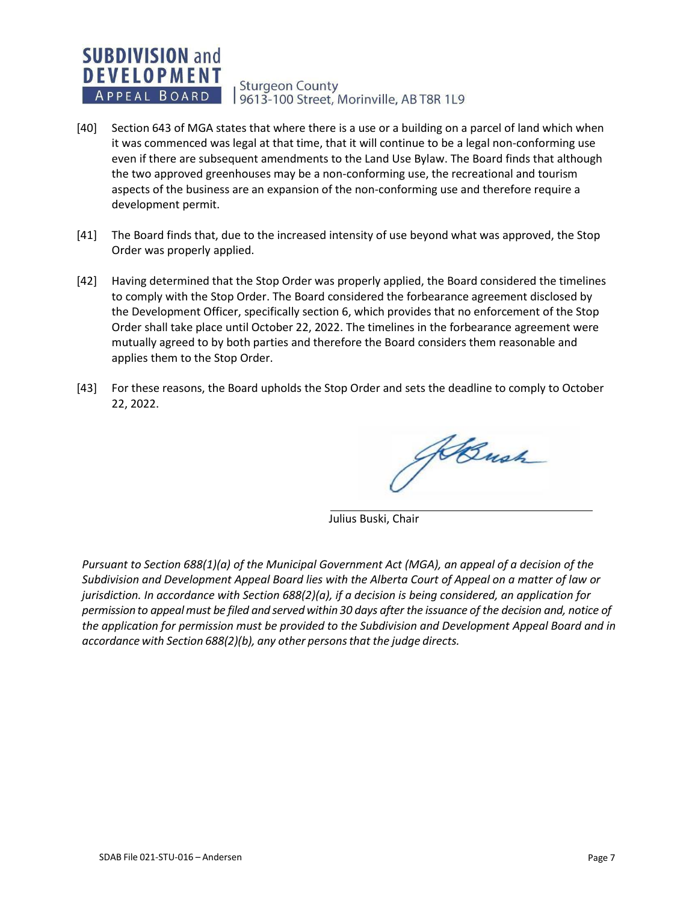[40] Section 643 of MGA states that where there is a use or a building on a parcel of land which when it was commenced was legal at that time, that it will continue to be a legal non-conforming use even if there are subsequent amendments to the Land Use Bylaw. The Board finds that although the two approved greenhouses may be a non-conforming use, the recreational and tourism aspects of the business are an expansion of the non-conforming use and therefore require a development permit.

[41] The Board finds that, due to the increased intensity of use beyond what was approved, the Stop Order was properly applied.

[42] Having determined that the Stop Order was properly applied, the Board considered the timelines to comply with the Stop Order. The Board considered the forbearance agreement disclosed by the Development Officer, specifically section 6, which provides that no enforcement of the Stop Order shall take place until October 22, 2022. The timelines in the forbearance agreement were mutually agreed to by both parties and therefore the Board considers them reasonable and applies them to the Stop Order.

[43] For these reasons, the Board upholds the Stop Order and sets the deadline to comply to October 22, 2022.

Julius Buski, Chair

*Pursuant to Section 688(1)(a) of the Municipal Government Act (MGA), an appeal of a decision of the Subdivision and Development Appeal Board lies with the Alberta Court of Appeal on a matter of law or jurisdiction. In accordance with Section 688(2)(a), if a decision is being considered, an application for permission to appeal must be filed and served within 30 days after the issuance of the decision and, notice of the application for permission must be provided to the Subdivision and Development Appeal Board and in accordance with Section 688(2)(b), any other persons that the judge directs.*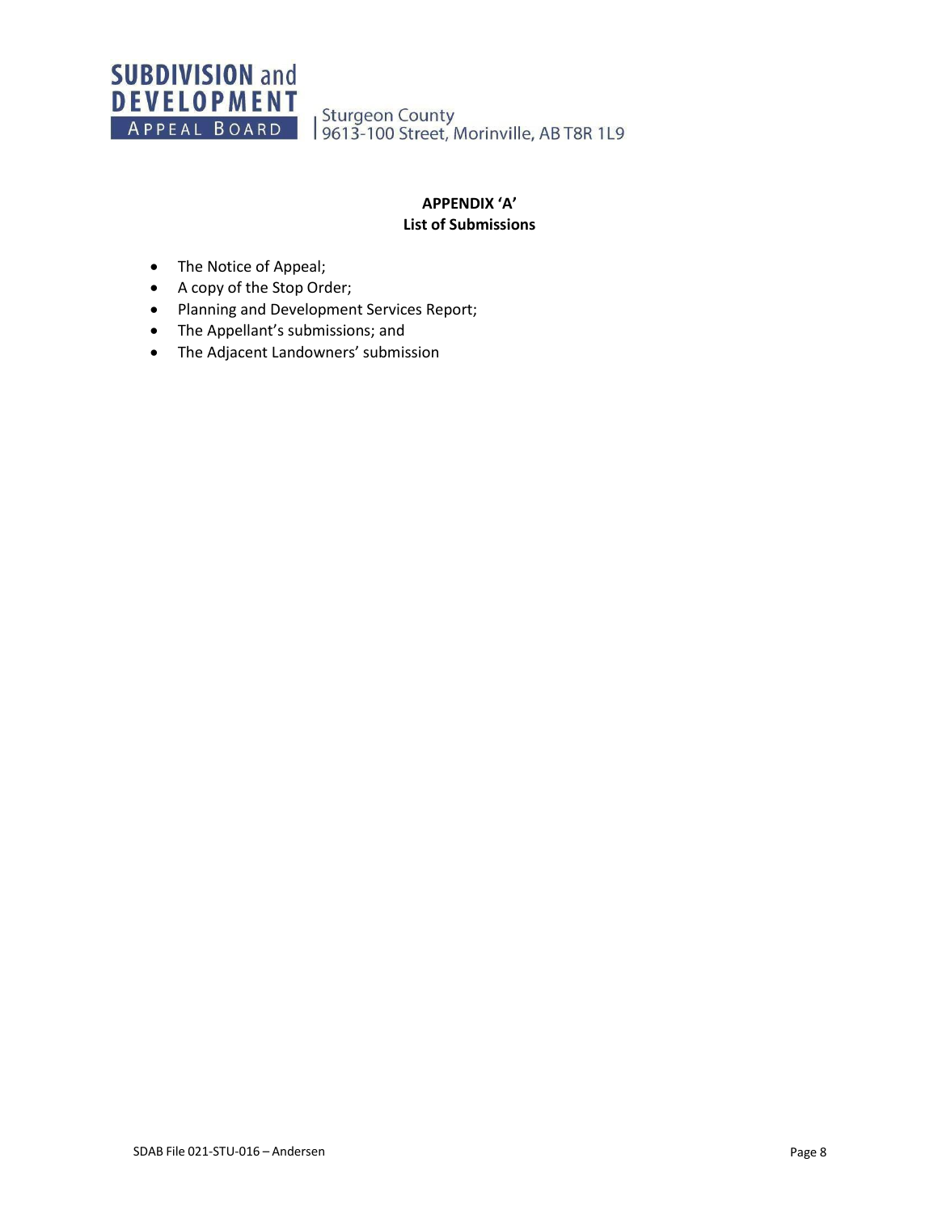**APPENDIX 'A'**
**List of Submissions**

- The Notice of Appeal;
- A copy of the Stop Order;
- Planning and Development Services Report;
- The Appellant's submissions; and
- The Adjacent Landowners' submission